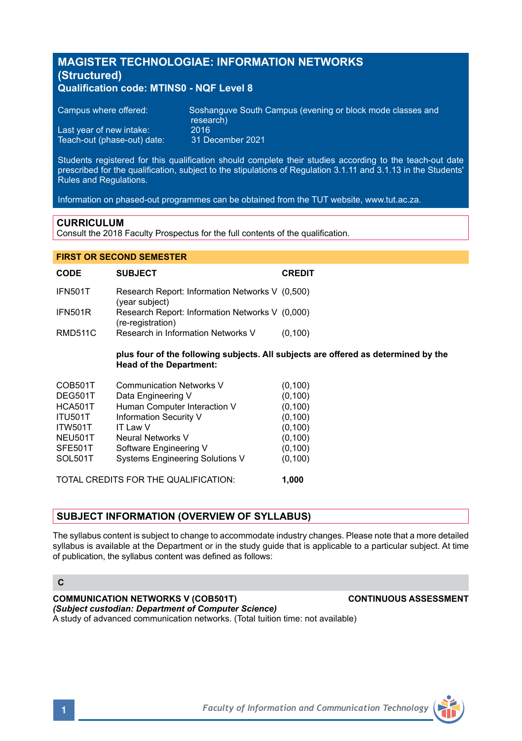# MAGISTER TECHNOLOGIAE: INFORMATION NETWORKS (Structured)

**Qualification code: MTINS0 - NQF Level 8**

| | |
|---|---|
| Campus where offered: | Soshanguve South Campus (evening or block mode classes and research) |
| Last year of new intake: | 2016 |
| Teach-out (phase-out) date: | 31 December 2021 |

Students registered for this qualification should complete their studies according to the teach-out date prescribed for the qualification, subject to the stipulations of Regulation 3.1.11 and 3.1.13 in the Students' Rules and Regulations.

Information on phased-out programmes can be obtained from the TUT website, www.tut.ac.za.

## CURRICULUM

Consult the 2018 Faculty Prospectus for the full contents of the qualification.

### FIRST OR SECOND SEMESTER

| CODE | SUBJECT | CREDIT |
|---|---|---|
| IFN501T | Research Report: Information Networks V (year subject) | (0,500) |
| IFN501R | Research Report: Information Networks V (re-registration) | (0,000) |
| RMD511C | Research in Information Networks V | (0,100) |

**plus four of the following subjects. All subjects are offered as determined by the Head of the Department:**

| CODE | SUBJECT | CREDIT |
|---|---|---|
| COB501T | Communication Networks V | (0,100) |
| DEG501T | Data Engineering V | (0,100) |
| HCA501T | Human Computer Interaction V | (0,100) |
| ITU501T | Information Security V | (0,100) |
| ITW501T | IT Law V | (0,100) |
| NEU501T | Neural Networks V | (0,100) |
| SFE501T | Software Engineering V | (0,100) |
| SOL501T | Systems Engineering Solutions V | (0,100) |

TOTAL CREDITS FOR THE QUALIFICATION: **1,000**

## SUBJECT INFORMATION (OVERVIEW OF SYLLABUS)

The syllabus content is subject to change to accommodate industry changes. Please note that a more detailed syllabus is available at the Department or in the study guide that is applicable to a particular subject. At time of publication, the syllabus content was defined as follows:

### C

**COMMUNICATION NETWORKS V (COB501T)** **CONTINUOUS ASSESSMENT**

***(Subject custodian: Department of Computer Science)***

A study of advanced communication networks. (Total tuition time: not available)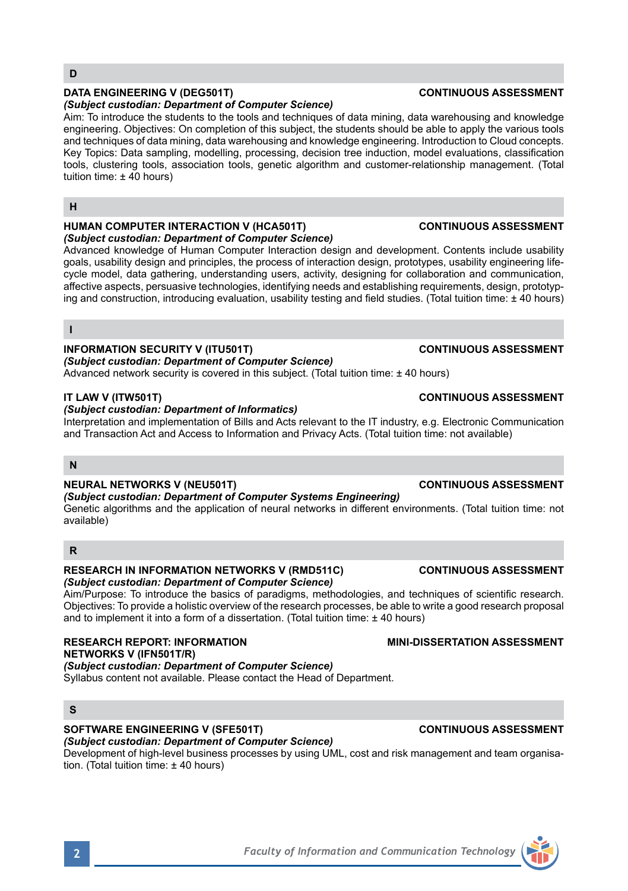## D

**DATA ENGINEERING V (DEG501T)** **CONTINUOUS ASSESSMENT**

***(Subject custodian: Department of Computer Science)***

Aim: To introduce the students to the tools and techniques of data mining, data warehousing and knowledge engineering. Objectives: On completion of this subject, the students should be able to apply the various tools and techniques of data mining, data warehousing and knowledge engineering. Introduction to Cloud concepts. Key Topics: Data sampling, modelling, processing, decision tree induction, model evaluations, classification tools, clustering tools, association tools, genetic algorithm and customer-relationship management. (Total tuition time: ± 40 hours)

## H

**HUMAN COMPUTER INTERACTION V (HCA501T)** **CONTINUOUS ASSESSMENT**

***(Subject custodian: Department of Computer Science)***

Advanced knowledge of Human Computer Interaction design and development. Contents include usability goals, usability design and principles, the process of interaction design, prototypes, usability engineering lifecycle model, data gathering, understanding users, activity, designing for collaboration and communication, affective aspects, persuasive technologies, identifying needs and establishing requirements, design, prototyping and construction, introducing evaluation, usability testing and field studies. (Total tuition time: ± 40 hours)

## I

**INFORMATION SECURITY V (ITU501T)** **CONTINUOUS ASSESSMENT**

***(Subject custodian: Department of Computer Science)***

Advanced network security is covered in this subject. (Total tuition time: ± 40 hours)

**IT LAW V (ITW501T)** **CONTINUOUS ASSESSMENT**

***(Subject custodian: Department of Informatics)***

Interpretation and implementation of Bills and Acts relevant to the IT industry, e.g. Electronic Communication and Transaction Act and Access to Information and Privacy Acts. (Total tuition time: not available)

## N

**NEURAL NETWORKS V (NEU501T)** **CONTINUOUS ASSESSMENT**

***(Subject custodian: Department of Computer Systems Engineering)***

Genetic algorithms and the application of neural networks in different environments. (Total tuition time: not available)

## R

**RESEARCH IN INFORMATION NETWORKS V (RMD511C)** **CONTINUOUS ASSESSMENT**

***(Subject custodian: Department of Computer Science)***

Aim/Purpose: To introduce the basics of paradigms, methodologies, and techniques of scientific research. Objectives: To provide a holistic overview of the research processes, be able to write a good research proposal and to implement it into a form of a dissertation. (Total tuition time: ± 40 hours)

**RESEARCH REPORT: INFORMATION NETWORKS V (IFN501T/R)** **MINI-DISSERTATION ASSESSMENT**

***(Subject custodian: Department of Computer Science)***

Syllabus content not available. Please contact the Head of Department.

## S

**SOFTWARE ENGINEERING V (SFE501T)** **CONTINUOUS ASSESSMENT**

***(Subject custodian: Department of Computer Science)***

Development of high-level business processes by using UML, cost and risk management and team organisation. (Total tuition time: ± 40 hours)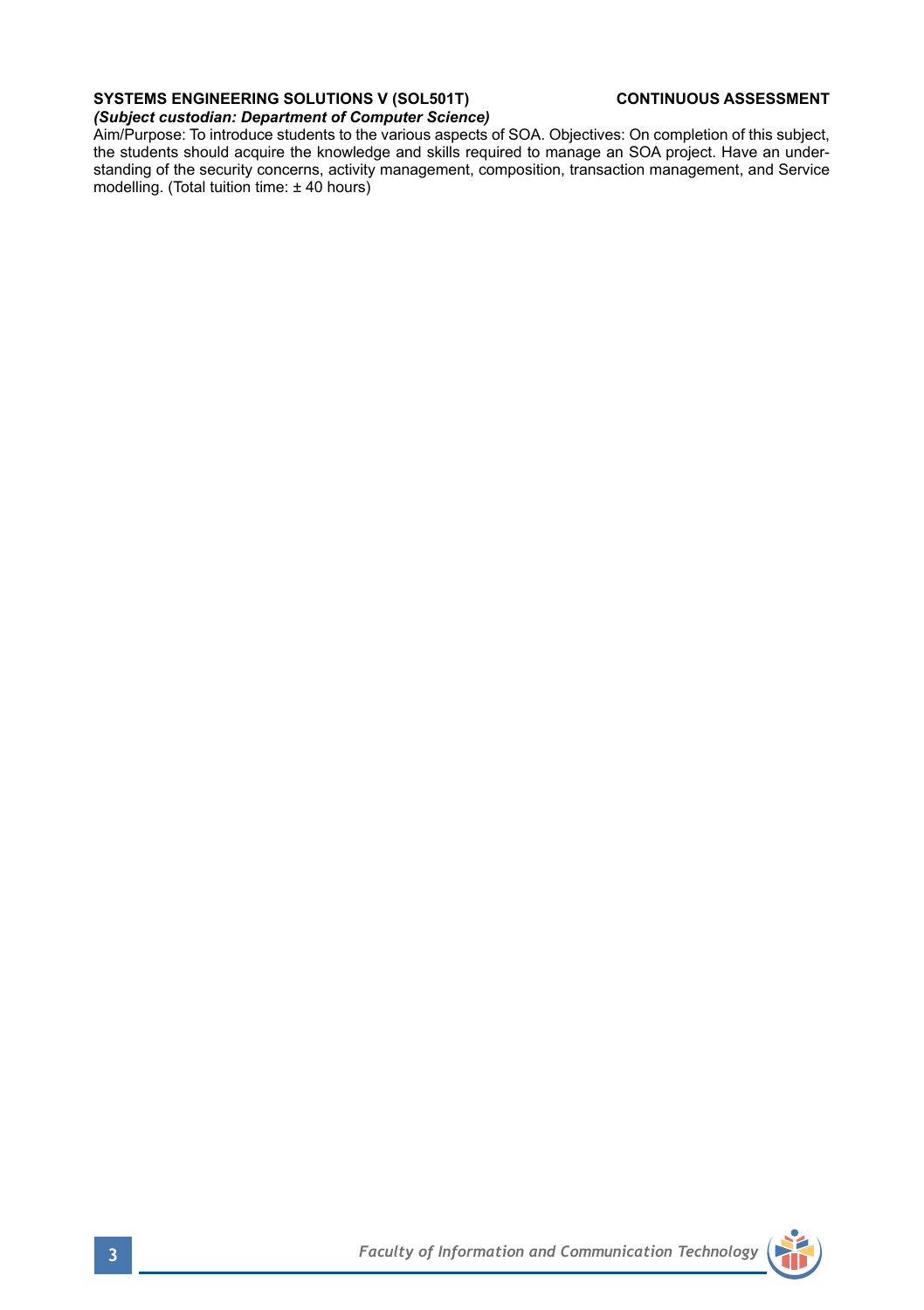**SYSTEMS ENGINEERING SOLUTIONS V (SOL501T)** **CONTINUOUS ASSESSMENT**

***(Subject custodian: Department of Computer Science)***

Aim/Purpose: To introduce students to the various aspects of SOA. Objectives: On completion of this subject, the students should acquire the knowledge and skills required to manage an SOA project. Have an understanding of the security concerns, activity management, composition, transaction management, and Service modelling. (Total tuition time: ± 40 hours)